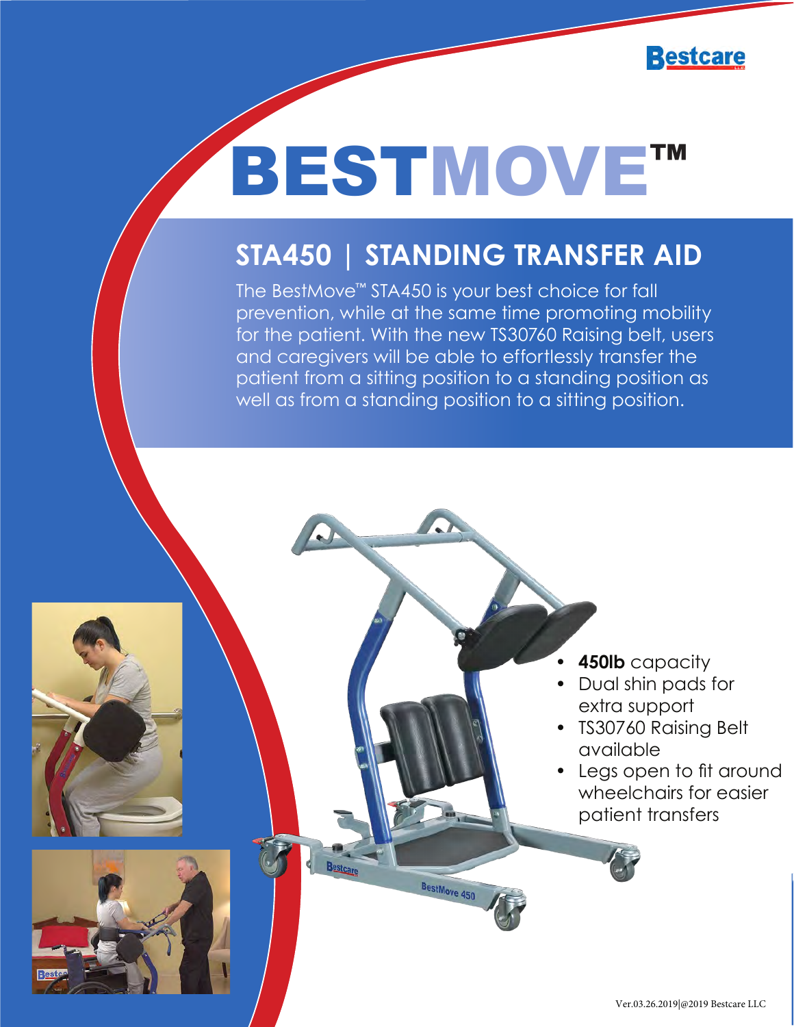Bestcare

# BESTMOVE™

## STA450 | STANDING TRANSFER AID

The BestMove™ STA450 is your best choice for fall prevention, while at the same time promoting mobility for the patient. With the new TS30760 Raising belt, users and caregivers will be able to effortlessly transfer the patient from a sitting position to a standing position as well as from a standing position to a sitting position.

- **450lb** capacity
- Dual shin pads for extra support
- TS30760 Raising Belt available
- Legs open to fit around wheelchairs for easier patient transfers

Ver.03.26.2019|@2019 Bestcare LLC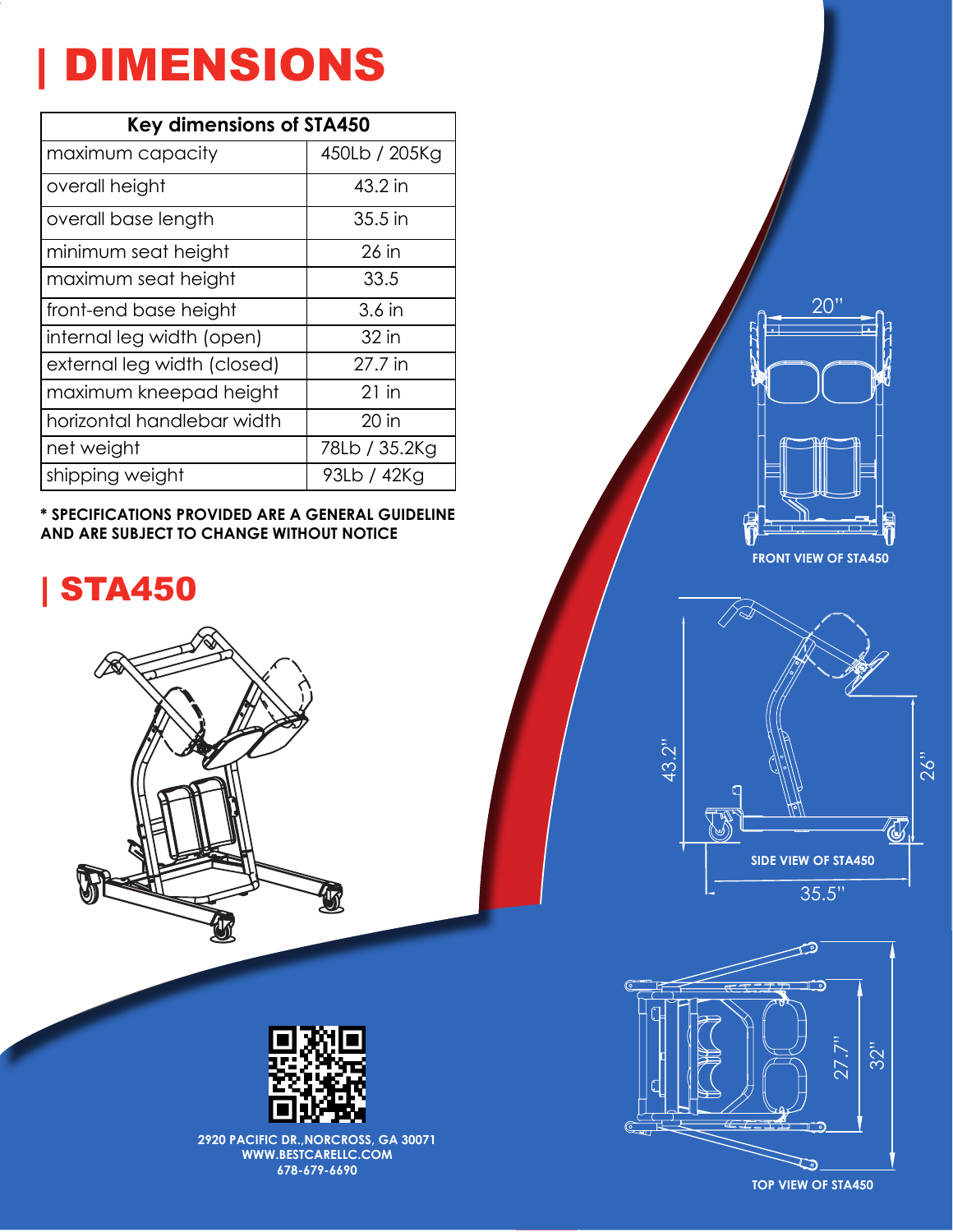# | DIMENSIONS

| Key dimensions of STA450 | |
|---|---|
| maximum capacity | 450Lb / 205Kg |
| overall height | 43.2 in |
| overall base length | 35.5 in |
| minimum seat height | 26 in |
| maximum seat height | 33.5 |
| front-end base height | 3.6 in |
| internal leg width (open) | 32 in |
| external leg width (closed) | 27.7 in |
| maximum kneepad height | 21 in |
| horizontal handlebar width | 20 in |
| net weight | 78Lb / 35.2Kg |
| shipping weight | 93Lb / 42Kg |

**\* SPECIFICATIONS PROVIDED ARE A GENERAL GUIDELINE AND ARE SUBJECT TO CHANGE WITHOUT NOTICE**

# | STA450

20"

**FRONT VIEW OF STA450**

43.2"

26"

**SIDE VIEW OF STA450**

35.5"

27.7"

32"

**TOP VIEW OF STA450**

**2920 PACIFIC DR.,NORCROSS, GA 30071**
**WWW.BESTCARELLC.COM**
**678-679-6690**